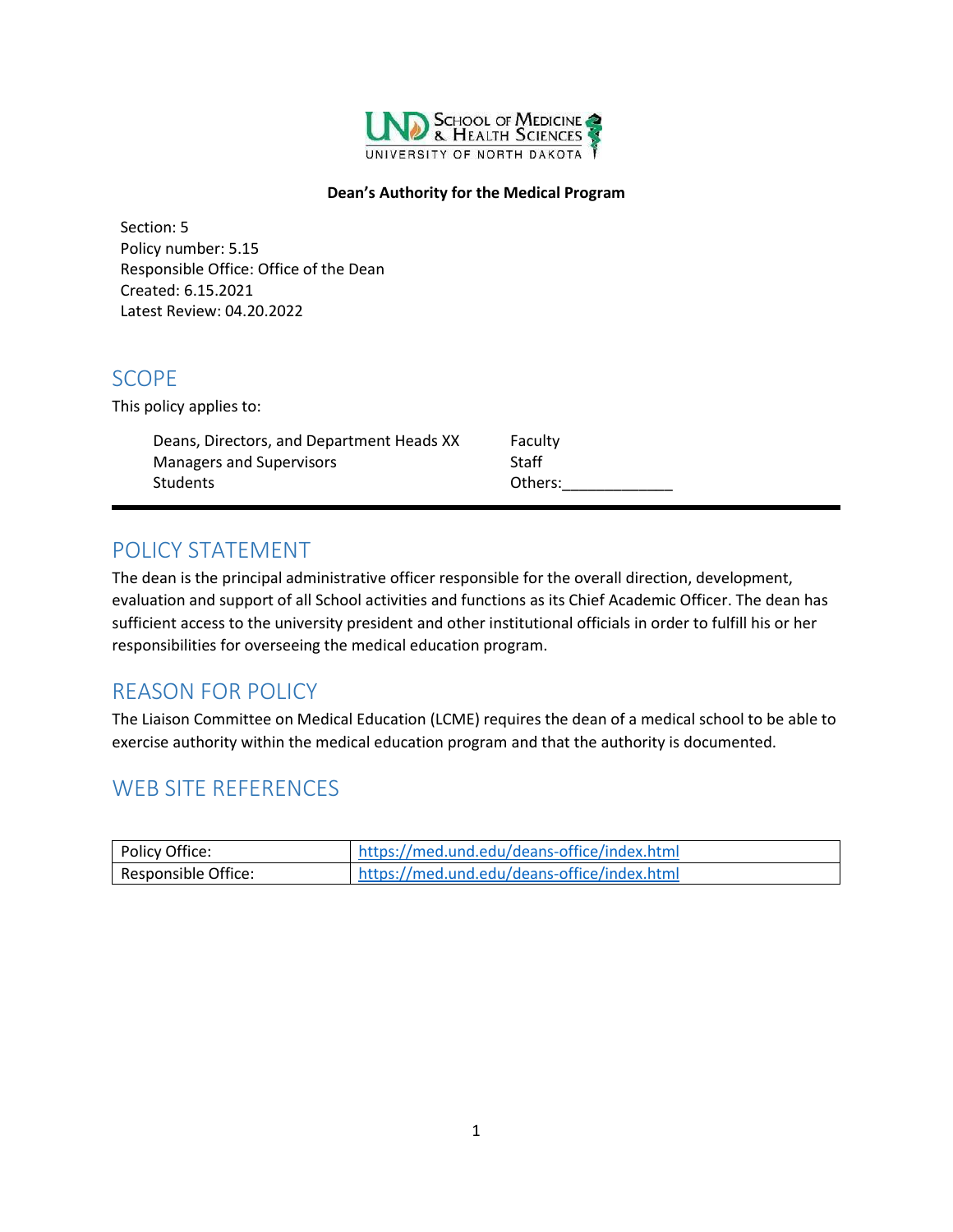**Dean's Authority for the Medical Program**

Section: 5
Policy number: 5.15
Responsible Office: Office of the Dean
Created: 6.15.2021
Latest Review: 04.20.2022

## SCOPE

This policy applies to:

| | |
|---|---|
| Deans, Directors, and Department Heads XX | Faculty |
| Managers and Supervisors | Staff |
| Students | Others:_____________ |

## POLICY STATEMENT

The dean is the principal administrative officer responsible for the overall direction, development, evaluation and support of all School activities and functions as its Chief Academic Officer. The dean has sufficient access to the university president and other institutional officials in order to fulfill his or her responsibilities for overseeing the medical education program.

## REASON FOR POLICY

The Liaison Committee on Medical Education (LCME) requires the dean of a medical school to be able to exercise authority within the medical education program and that the authority is documented.

## WEB SITE REFERENCES

| | |
|---|---|
| Policy Office: | https://med.und.edu/deans-office/index.html |
| Responsible Office: | https://med.und.edu/deans-office/index.html |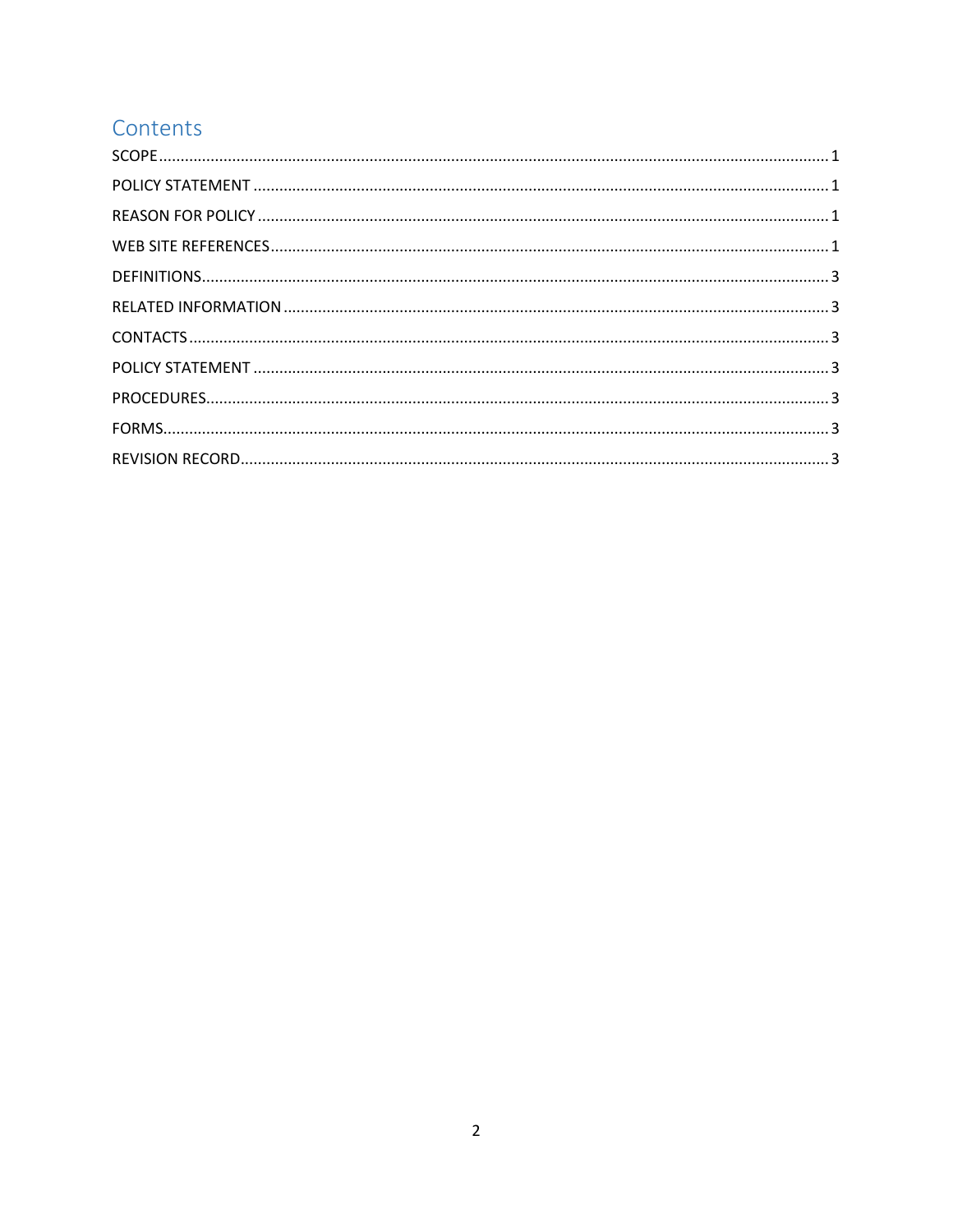# Contents

SCOPE........................................................................................................................................... 1

POLICY STATEMENT ..................................................................................................................... 1

REASON FOR POLICY .................................................................................................................... 1

WEB SITE REFERENCES................................................................................................................. 1

DEFINITIONS................................................................................................................................. 3

RELATED INFORMATION .............................................................................................................. 3

CONTACTS .................................................................................................................................... 3

POLICY STATEMENT ..................................................................................................................... 3

PROCEDURES................................................................................................................................ 3

FORMS.......................................................................................................................................... 3

REVISION RECORD........................................................................................................................ 3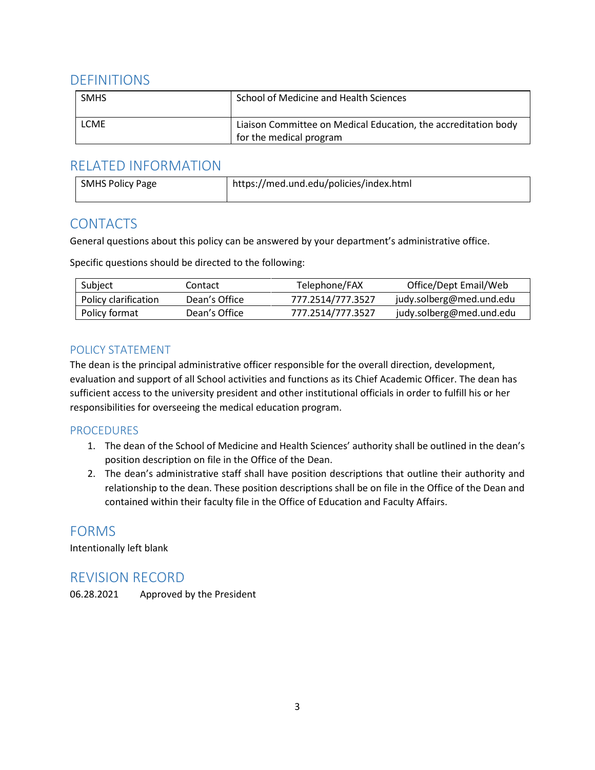## DEFINITIONS

| | |
|---|---|
| SMHS | School of Medicine and Health Sciences |
| LCME | Liaison Committee on Medical Education, the accreditation body for the medical program |

## RELATED INFORMATION

| | |
|---|---|
| SMHS Policy Page | https://med.und.edu/policies/index.html |

## CONTACTS

General questions about this policy can be answered by your department's administrative office.

Specific questions should be directed to the following:

| Subject | Contact | Telephone/FAX | Office/Dept Email/Web |
|---|---|---|---|
| Policy clarification | Dean's Office | 777.2514/777.3527 | judy.solberg@med.und.edu |
| Policy format | Dean's Office | 777.2514/777.3527 | judy.solberg@med.und.edu |

### POLICY STATEMENT

The dean is the principal administrative officer responsible for the overall direction, development, evaluation and support of all School activities and functions as its Chief Academic Officer. The dean has sufficient access to the university president and other institutional officials in order to fulfill his or her responsibilities for overseeing the medical education program.

### PROCEDURES

1. The dean of the School of Medicine and Health Sciences' authority shall be outlined in the dean's position description on file in the Office of the Dean.
2. The dean's administrative staff shall have position descriptions that outline their authority and relationship to the dean. These position descriptions shall be on file in the Office of the Dean and contained within their faculty file in the Office of Education and Faculty Affairs.

## FORMS

Intentionally left blank

## REVISION RECORD

06.28.2021 Approved by the President